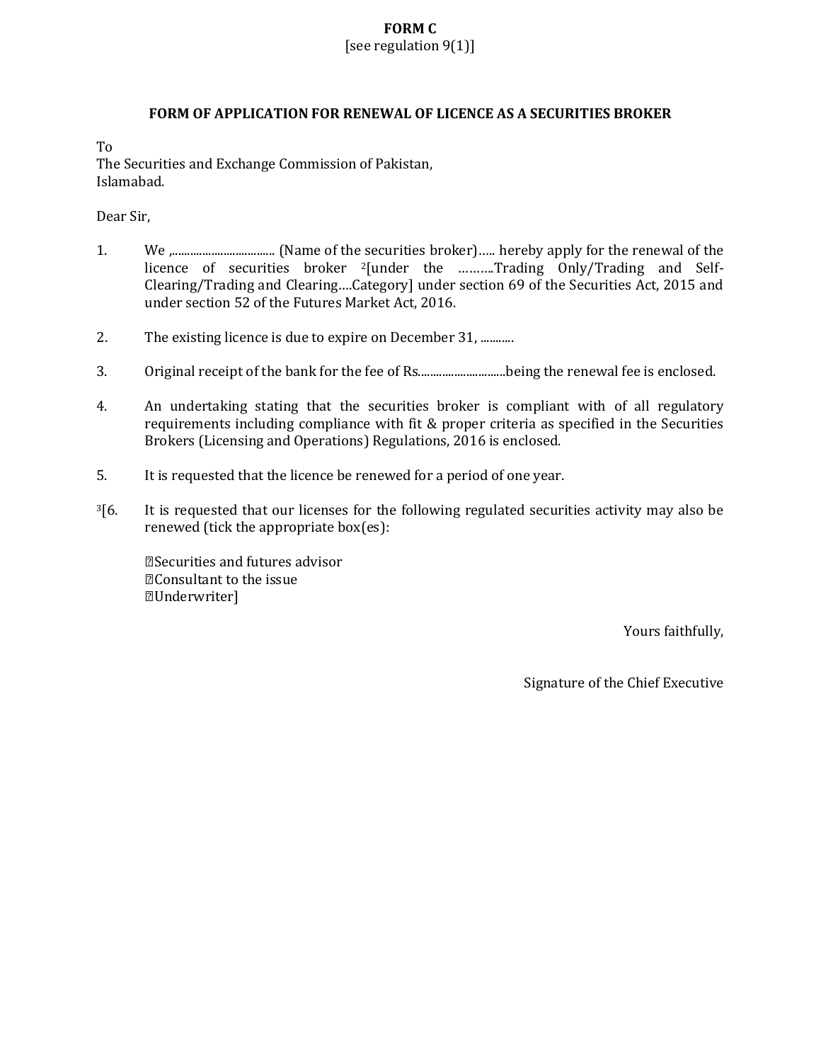**FORM C**
[see regulation 9(1)]

## FORM OF APPLICATION FOR RENEWAL OF LICENCE AS A SECURITIES BROKER

To
The Securities and Exchange Commission of Pakistan,
Islamabad.

Dear Sir,

1. We ,................................ (Name of the securities broker)….. hereby apply for the renewal of the licence of securities broker [2][under the ……...Trading Only/Trading and Self-Clearing/Trading and Clearing….Category] under section 69 of the Securities Act, 2015 and under section 52 of the Futures Market Act, 2016.

2. The existing licence is due to expire on December 31, ..........

3. Original receipt of the bank for the fee of Rs............................being the renewal fee is enclosed.

4. An undertaking stating that the securities broker is compliant with of all regulatory requirements including compliance with fit & proper criteria as specified in the Securities Brokers (Licensing and Operations) Regulations, 2016 is enclosed.

5. It is requested that the licence be renewed for a period of one year.

[3][6. It is requested that our licenses for the following regulated securities activity may also be renewed (tick the appropriate box(es):

☐Securities and futures advisor
☐Consultant to the issue
☐Underwriter]

Yours faithfully,

Signature of the Chief Executive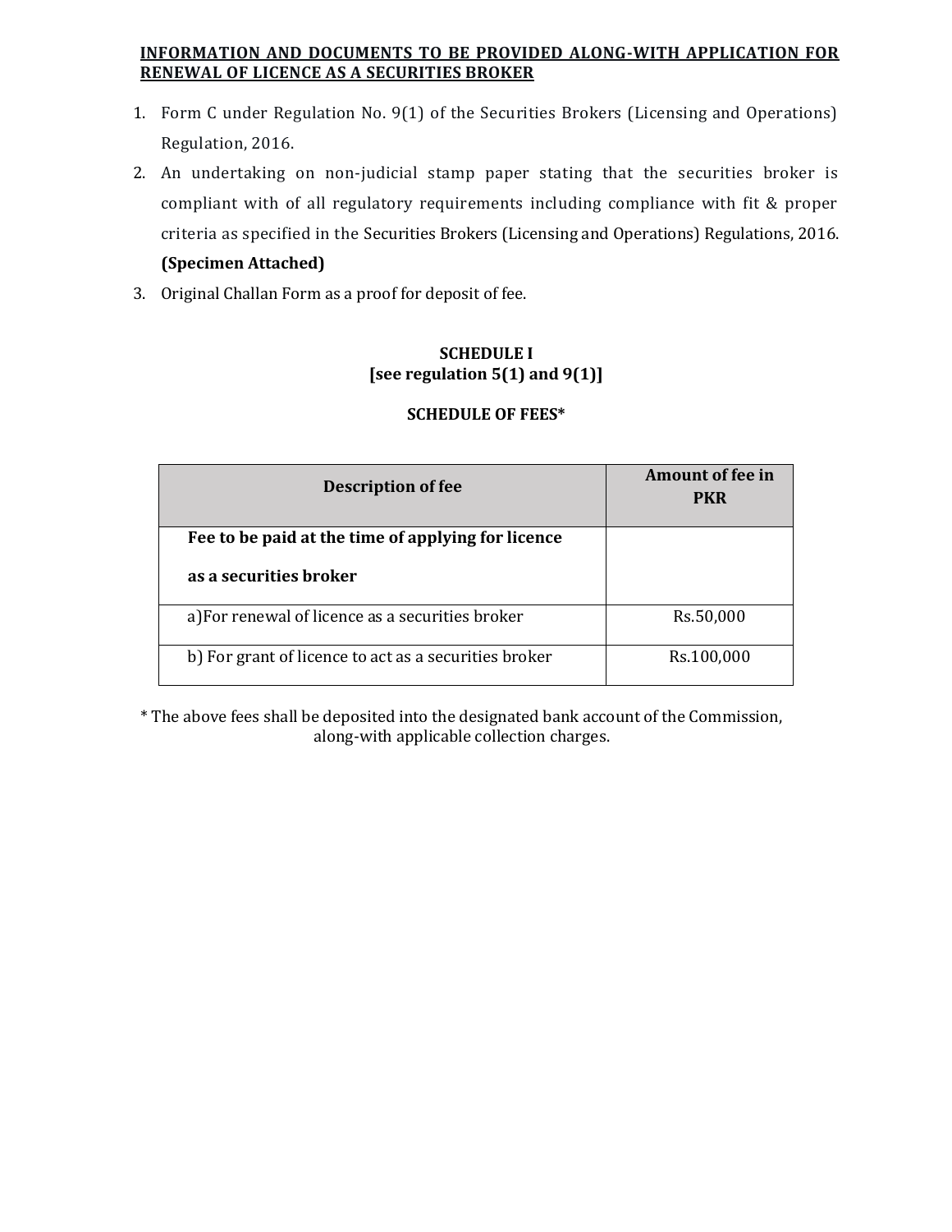**INFORMATION AND DOCUMENTS TO BE PROVIDED ALONG-WITH APPLICATION FOR RENEWAL OF LICENCE AS A SECURITIES BROKER**

1. Form C under Regulation No. 9(1) of the Securities Brokers (Licensing and Operations) Regulation, 2016.
2. An undertaking on non-judicial stamp paper stating that the securities broker is compliant with of all regulatory requirements including compliance with fit & proper criteria as specified in the Securities Brokers (Licensing and Operations) Regulations, 2016. **(Specimen Attached)**
3. Original Challan Form as a proof for deposit of fee.

**SCHEDULE I**
**[see regulation 5(1) and 9(1)]**

**SCHEDULE OF FEES***

| Description of fee | Amount of fee in PKR |
|---|---|
| **Fee to be paid at the time of applying for licence as a securities broker** | |
| a)For renewal of licence as a securities broker | Rs.50,000 |
| b) For grant of licence to act as a securities broker | Rs.100,000 |

* The above fees shall be deposited into the designated bank account of the Commission, along-with applicable collection charges.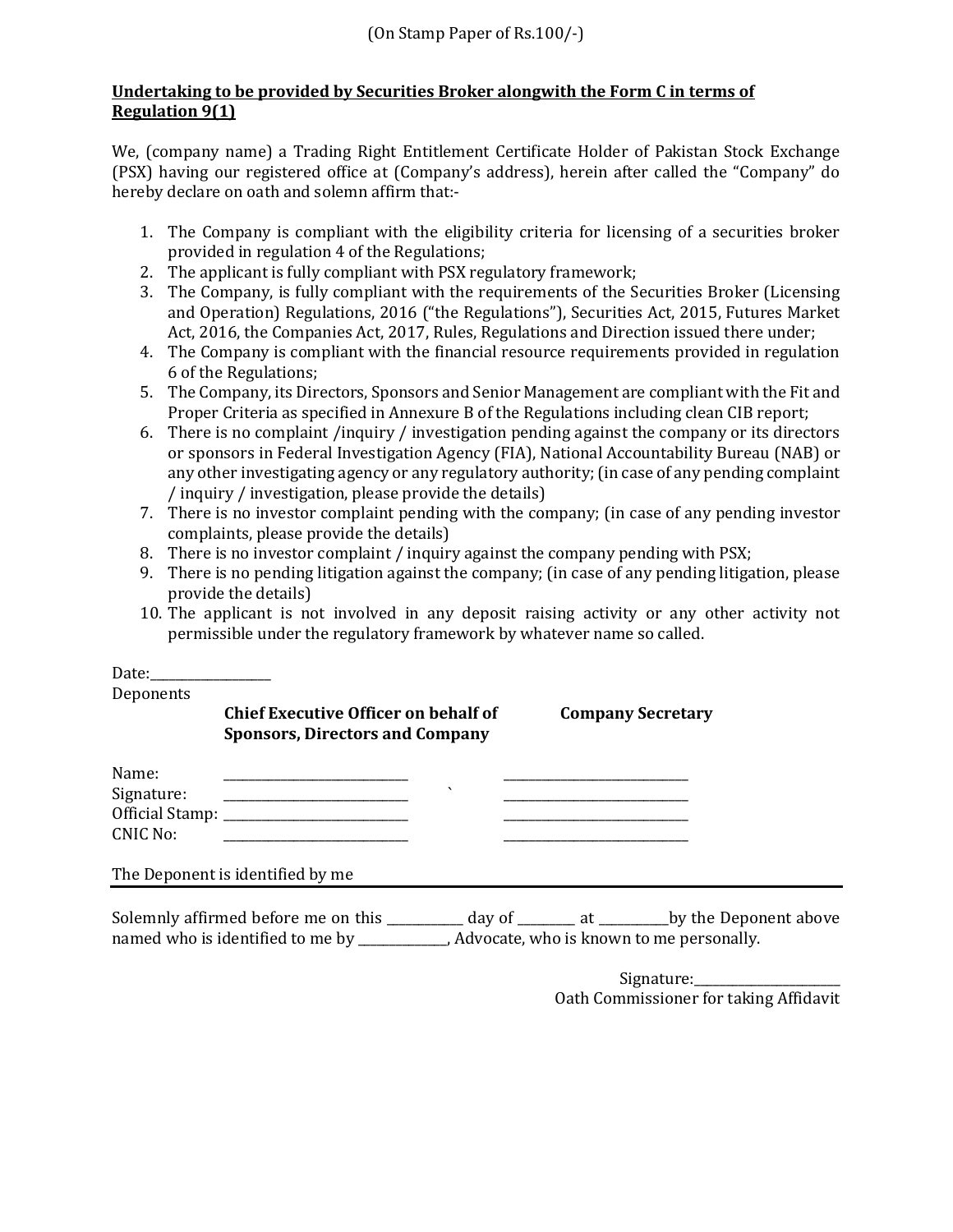(On Stamp Paper of Rs.100/-)

**<u>Undertaking to be provided by Securities Broker alongwith the Form C in terms of Regulation 9(1)</u>**

We, (company name) a Trading Right Entitlement Certificate Holder of Pakistan Stock Exchange (PSX) having our registered office at (Company's address), herein after called the "Company" do hereby declare on oath and solemn affirm that:-

1. The Company is compliant with the eligibility criteria for licensing of a securities broker provided in regulation 4 of the Regulations;
2. The applicant is fully compliant with PSX regulatory framework;
3. The Company, is fully compliant with the requirements of the Securities Broker (Licensing and Operation) Regulations, 2016 ("the Regulations"), Securities Act, 2015, Futures Market Act, 2016, the Companies Act, 2017, Rules, Regulations and Direction issued there under;
4. The Company is compliant with the financial resource requirements provided in regulation 6 of the Regulations;
5. The Company, its Directors, Sponsors and Senior Management are compliant with the Fit and Proper Criteria as specified in Annexure B of the Regulations including clean CIB report;
6. There is no complaint /inquiry / investigation pending against the company or its directors or sponsors in Federal Investigation Agency (FIA), National Accountability Bureau (NAB) or any other investigating agency or any regulatory authority; (in case of any pending complaint / inquiry / investigation, please provide the details)
7. There is no investor complaint pending with the company; (in case of any pending investor complaints, please provide the details)
8. There is no investor complaint / inquiry against the company pending with PSX;
9. There is no pending litigation against the company; (in case of any pending litigation, please provide the details)
10. The applicant is not involved in any deposit raising activity or any other activity not permissible under the regulatory framework by whatever name so called.

Date:\_\_\_\_\_\_\_\_\_\_\_\_\_\_\_\_\_\_

Deponents

| | **Chief Executive Officer on behalf of Sponsors, Directors and Company** | **Company Secretary** |
|---|---|---|
| Name: | \_\_\_\_\_\_\_\_\_\_\_\_\_\_\_\_\_\_\_\_\_\_\_\_\_\_ | \_\_\_\_\_\_\_\_\_\_\_\_\_\_\_\_\_\_\_\_\_\_\_\_\_\_ |
| Signature: | \_\_\_\_\_\_\_\_\_\_\_\_\_\_\_\_\_\_\_\_\_\_\_\_\_\_ | \_\_\_\_\_\_\_\_\_\_\_\_\_\_\_\_\_\_\_\_\_\_\_\_\_\_ |
| Official Stamp: | \_\_\_\_\_\_\_\_\_\_\_\_\_\_\_\_\_\_\_\_\_\_\_\_\_\_ | \_\_\_\_\_\_\_\_\_\_\_\_\_\_\_\_\_\_\_\_\_\_\_\_\_\_ |
| CNIC No: | \_\_\_\_\_\_\_\_\_\_\_\_\_\_\_\_\_\_\_\_\_\_\_\_\_\_ | \_\_\_\_\_\_\_\_\_\_\_\_\_\_\_\_\_\_\_\_\_\_\_\_\_\_ |

The Deponent is identified by me

---

Solemnly affirmed before me on this \_\_\_\_\_\_\_\_\_\_\_ day of \_\_\_\_\_\_\_\_ at \_\_\_\_\_\_\_\_\_\_by the Deponent above named who is identified to me by \_\_\_\_\_\_\_\_\_\_\_\_\_, Advocate, who is known to me personally.

Signature:\_\_\_\_\_\_\_\_\_\_\_\_\_\_\_\_\_\_\_\_\_\_

Oath Commissioner for taking Affidavit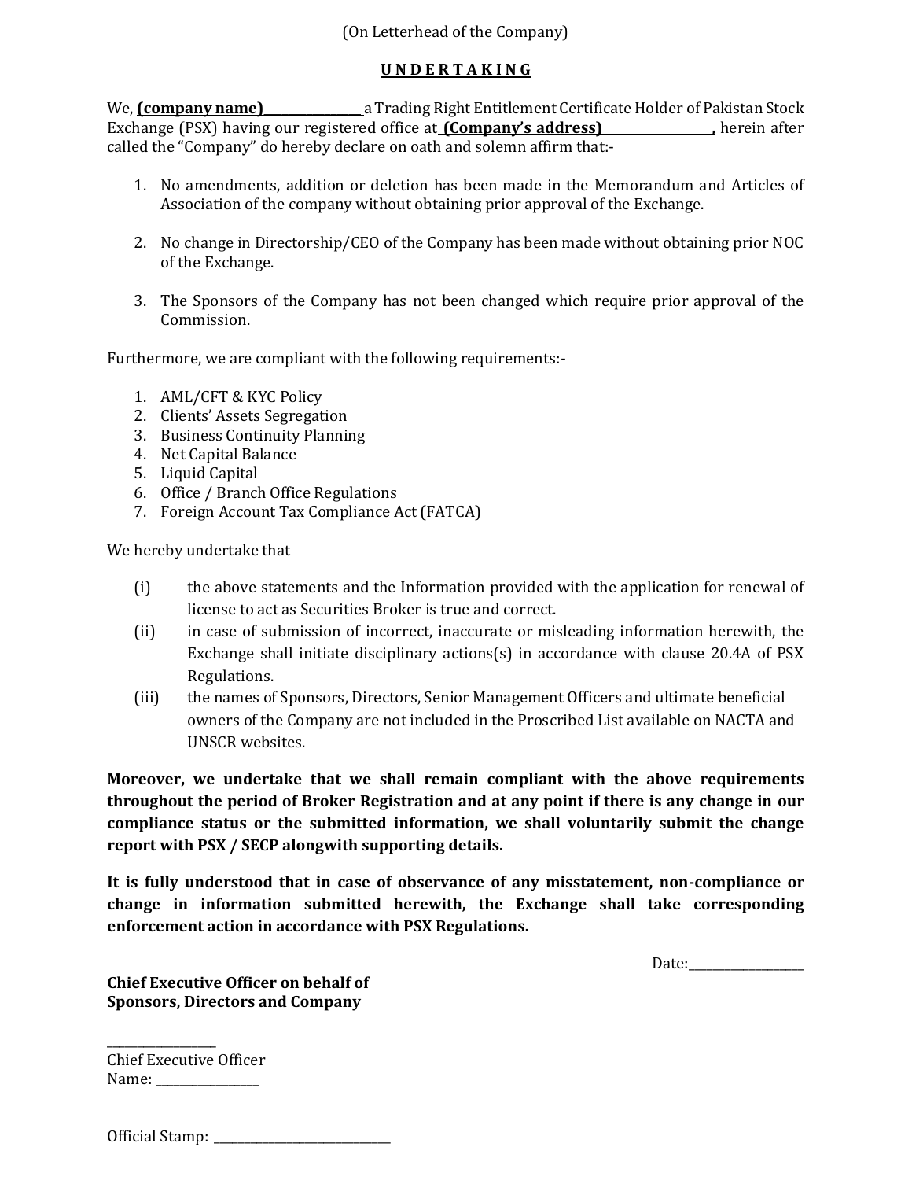(On Letterhead of the Company)

## **U N D E R T A K I N G**

We, **(company name)\_\_\_\_\_\_\_\_\_\_\_\_\_\_\_** a Trading Right Entitlement Certificate Holder of Pakistan Stock Exchange (PSX) having our registered office at **(Company's address)\_\_\_\_\_\_\_\_\_\_\_\_\_\_\_\_\_,** herein after called the "Company" do hereby declare on oath and solemn affirm that:-

1. No amendments, addition or deletion has been made in the Memorandum and Articles of Association of the company without obtaining prior approval of the Exchange.

2. No change in Directorship/CEO of the Company has been made without obtaining prior NOC of the Exchange.

3. The Sponsors of the Company has not been changed which require prior approval of the Commission.

Furthermore, we are compliant with the following requirements:-

1. AML/CFT & KYC Policy
2. Clients' Assets Segregation
3. Business Continuity Planning
4. Net Capital Balance
5. Liquid Capital
6. Office / Branch Office Regulations
7. Foreign Account Tax Compliance Act (FATCA)

We hereby undertake that

(i) the above statements and the Information provided with the application for renewal of license to act as Securities Broker is true and correct.

(ii) in case of submission of incorrect, inaccurate or misleading information herewith, the Exchange shall initiate disciplinary actions(s) in accordance with clause 20.4A of PSX Regulations.

(iii) the names of Sponsors, Directors, Senior Management Officers and ultimate beneficial owners of the Company are not included in the Proscribed List available on NACTA and UNSCR websites.

**Moreover, we undertake that we shall remain compliant with the above requirements throughout the period of Broker Registration and at any point if there is any change in our compliance status or the submitted information, we shall voluntarily submit the change report with PSX / SECP alongwith supporting details.**

**It is fully understood that in case of observance of any misstatement, non-compliance or change in information submitted herewith, the Exchange shall take corresponding enforcement action in accordance with PSX Regulations.**

Date:\_\_\_\_\_\_\_\_\_\_\_\_\_\_\_\_\_\_

**Chief Executive Officer on behalf of**
**Sponsors, Directors and Company**

\_\_\_\_\_\_\_\_\_\_\_\_\_\_\_\_\_
Chief Executive Officer
Name: \_\_\_\_\_\_\_\_\_\_\_\_\_\_\_\_\_

Official Stamp: \_\_\_\_\_\_\_\_\_\_\_\_\_\_\_\_\_\_\_\_\_\_\_\_\_\_\_\_\_\_